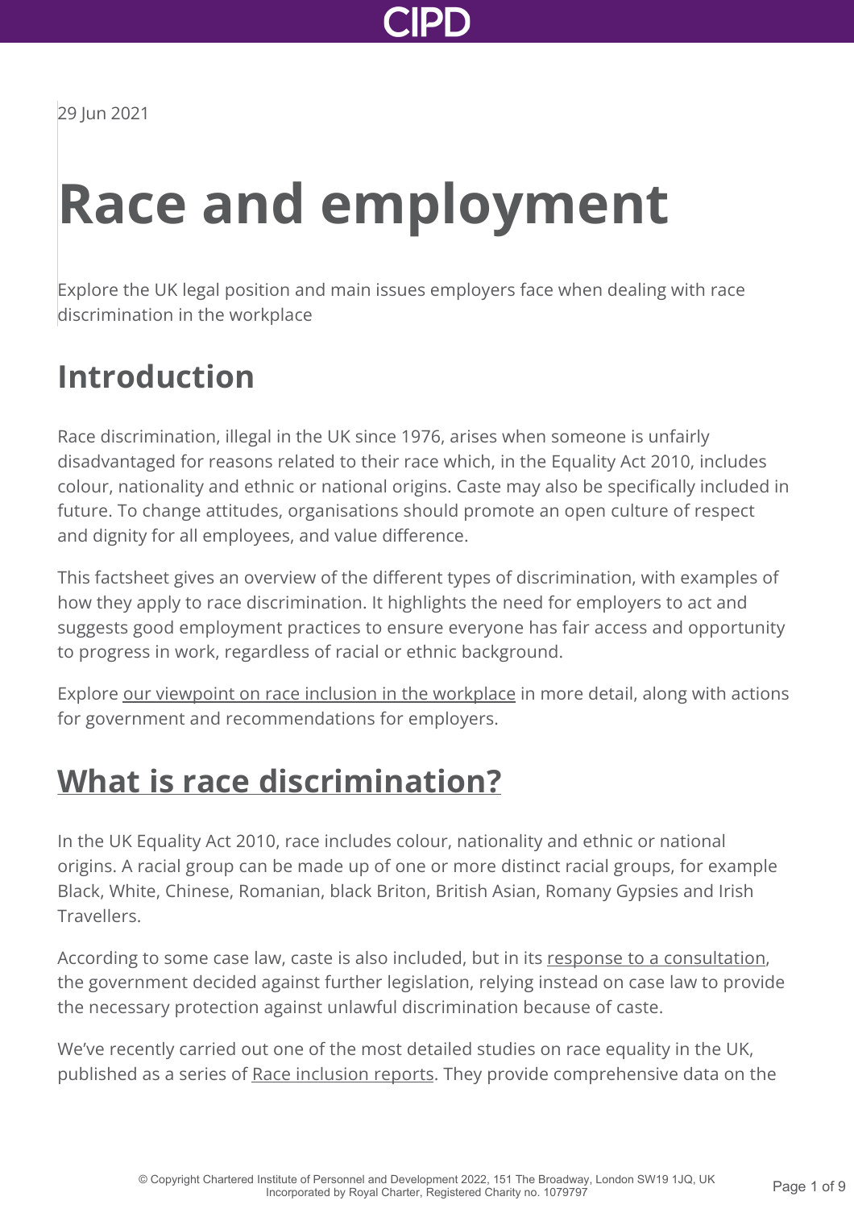29 Jun 2021

# Race and employment

Explore the UK legal position and main issues employers face when dealing with race discrimination in the workplace

## Introduction

Race discrimination, illegal in the UK since 1976, arises when someone is unfairly disadvantaged for reasons related to their race which, in the Equality Act 2010, includes colour, nationality and ethnic or national origins. Caste may also be specifically included in future. To change attitudes, organisations should promote an open culture of respect and dignity for all employees, and value difference.

This factsheet gives an overview of the different types of discrimination, with examples of how they apply to race discrimination. It highlights the need for employers to act and suggests good employment practices to ensure everyone has fair access and opportunity to progress in work, regardless of racial or ethnic background.

Explore our viewpoint on race inclusion in the workplace in more detail, along with actions for government and recommendations for employers.

## What is race discrimination?

In the UK Equality Act 2010, race includes colour, nationality and ethnic or national origins. A racial group can be made up of one or more distinct racial groups, for example Black, White, Chinese, Romanian, black Briton, British Asian, Romany Gypsies and Irish Travellers.

According to some case law, caste is also included, but in its response to a consultation, the government decided against further legislation, relying instead on case law to provide the necessary protection against unlawful discrimination because of caste.

We've recently carried out one of the most detailed studies on race equality in the UK, published as a series of Race inclusion reports. They provide comprehensive data on the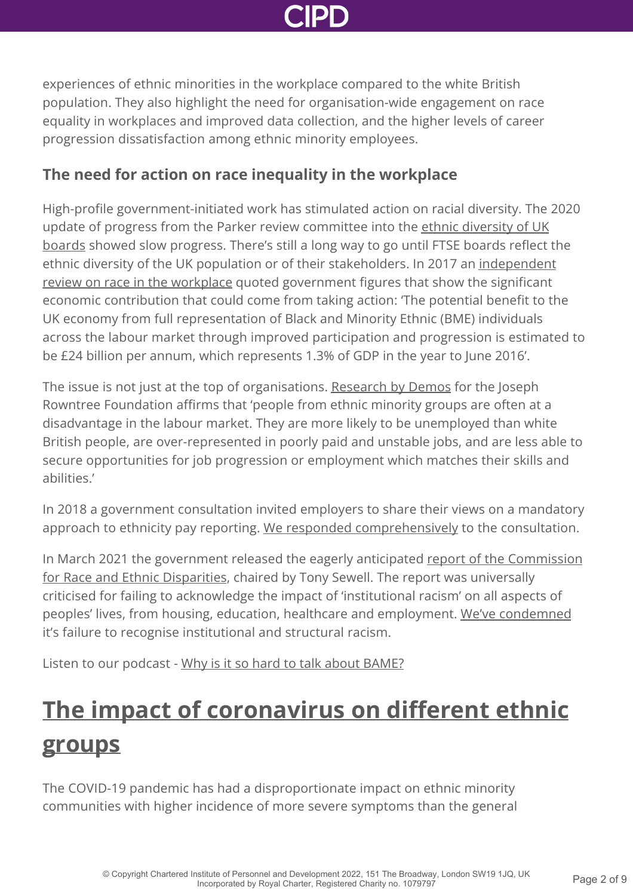experiences of ethnic minorities in the workplace compared to the white British population. They also highlight the need for organisation-wide engagement on race equality in workplaces and improved data collection, and the higher levels of career progression dissatisfaction among ethnic minority employees.

### The need for action on race inequality in the workplace

High-profile government-initiated work has stimulated action on racial diversity. The 2020 update of progress from the Parker review committee into the ethnic diversity of UK boards showed slow progress. There's still a long way to go until FTSE boards reflect the ethnic diversity of the UK population or of their stakeholders. In 2017 an independent review on race in the workplace quoted government figures that show the significant economic contribution that could come from taking action: 'The potential benefit to the UK economy from full representation of Black and Minority Ethnic (BME) individuals across the labour market through improved participation and progression is estimated to be £24 billion per annum, which represents 1.3% of GDP in the year to June 2016'.

The issue is not just at the top of organisations. Research by Demos for the Joseph Rowntree Foundation affirms that 'people from ethnic minority groups are often at a disadvantage in the labour market. They are more likely to be unemployed than white British people, are over-represented in poorly paid and unstable jobs, and are less able to secure opportunities for job progression or employment which matches their skills and abilities.'

In 2018 a government consultation invited employers to share their views on a mandatory approach to ethnicity pay reporting. We responded comprehensively to the consultation.

In March 2021 the government released the eagerly anticipated report of the Commission for Race and Ethnic Disparities, chaired by Tony Sewell. The report was universally criticised for failing to acknowledge the impact of 'institutional racism' on all aspects of peoples' lives, from housing, education, healthcare and employment. We've condemned it's failure to recognise institutional and structural racism.

Listen to our podcast - Why is it so hard to talk about BAME?

## The impact of coronavirus on different ethnic groups

The COVID-19 pandemic has had a disproportionate impact on ethnic minority communities with higher incidence of more severe symptoms than the general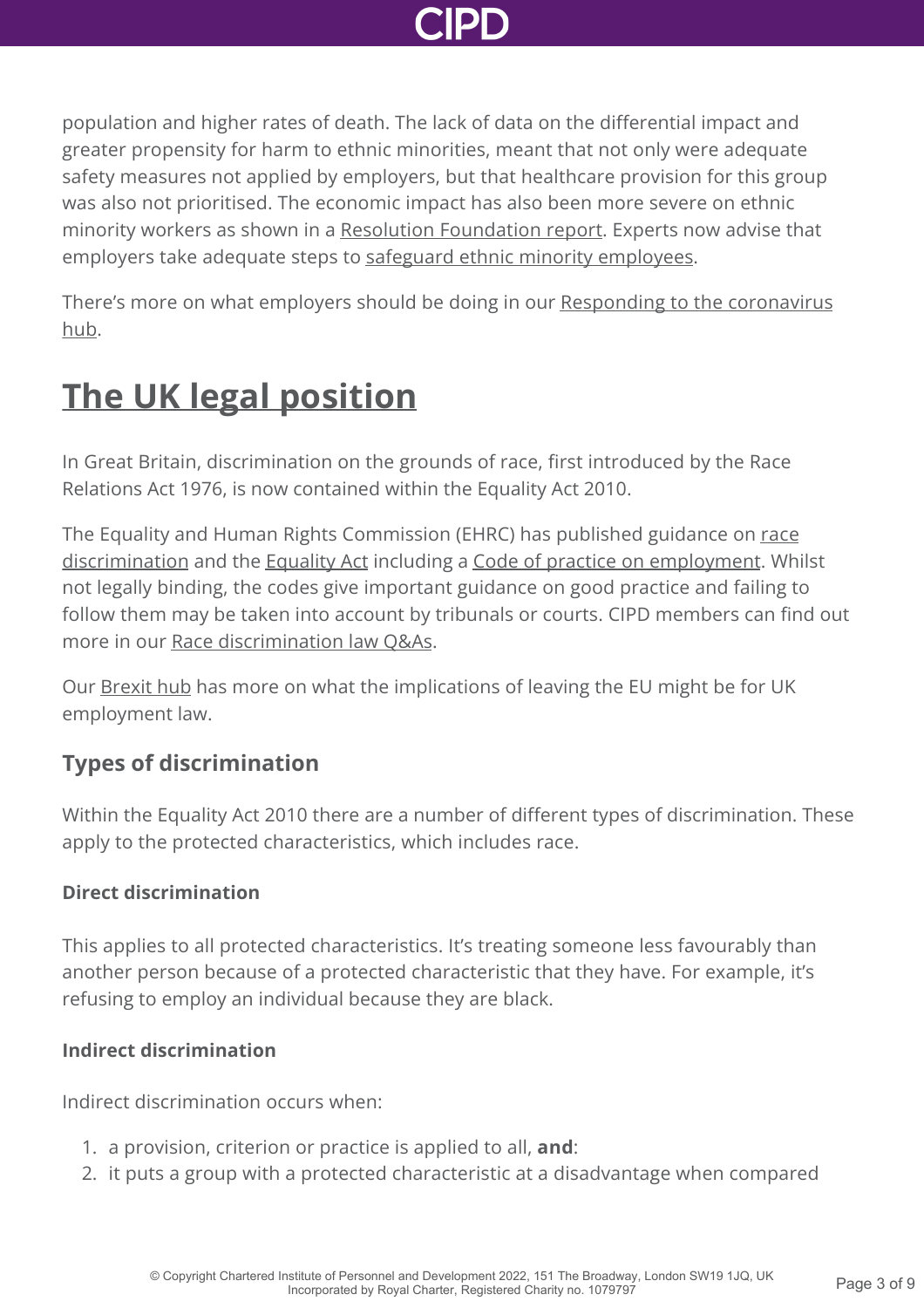population and higher rates of death. The lack of data on the differential impact and greater propensity for harm to ethnic minorities, meant that not only were adequate safety measures not applied by employers, but that healthcare provision for this group was also not prioritised. The economic impact has also been more severe on ethnic minority workers as shown in a Resolution Foundation report. Experts now advise that employers take adequate steps to safeguard ethnic minority employees.

There's more on what employers should be doing in our Responding to the coronavirus hub.

## The UK legal position

In Great Britain, discrimination on the grounds of race, first introduced by the Race Relations Act 1976, is now contained within the Equality Act 2010.

The Equality and Human Rights Commission (EHRC) has published guidance on race discrimination and the Equality Act including a Code of practice on employment. Whilst not legally binding, the codes give important guidance on good practice and failing to follow them may be taken into account by tribunals or courts. CIPD members can find out more in our Race discrimination law Q&As.

Our Brexit hub has more on what the implications of leaving the EU might be for UK employment law.

### Types of discrimination

Within the Equality Act 2010 there are a number of different types of discrimination. These apply to the protected characteristics, which includes race.

#### Direct discrimination

This applies to all protected characteristics. It's treating someone less favourably than another person because of a protected characteristic that they have. For example, it's refusing to employ an individual because they are black.

#### Indirect discrimination

Indirect discrimination occurs when:

1. a provision, criterion or practice is applied to all, **and**:
2. it puts a group with a protected characteristic at a disadvantage when compared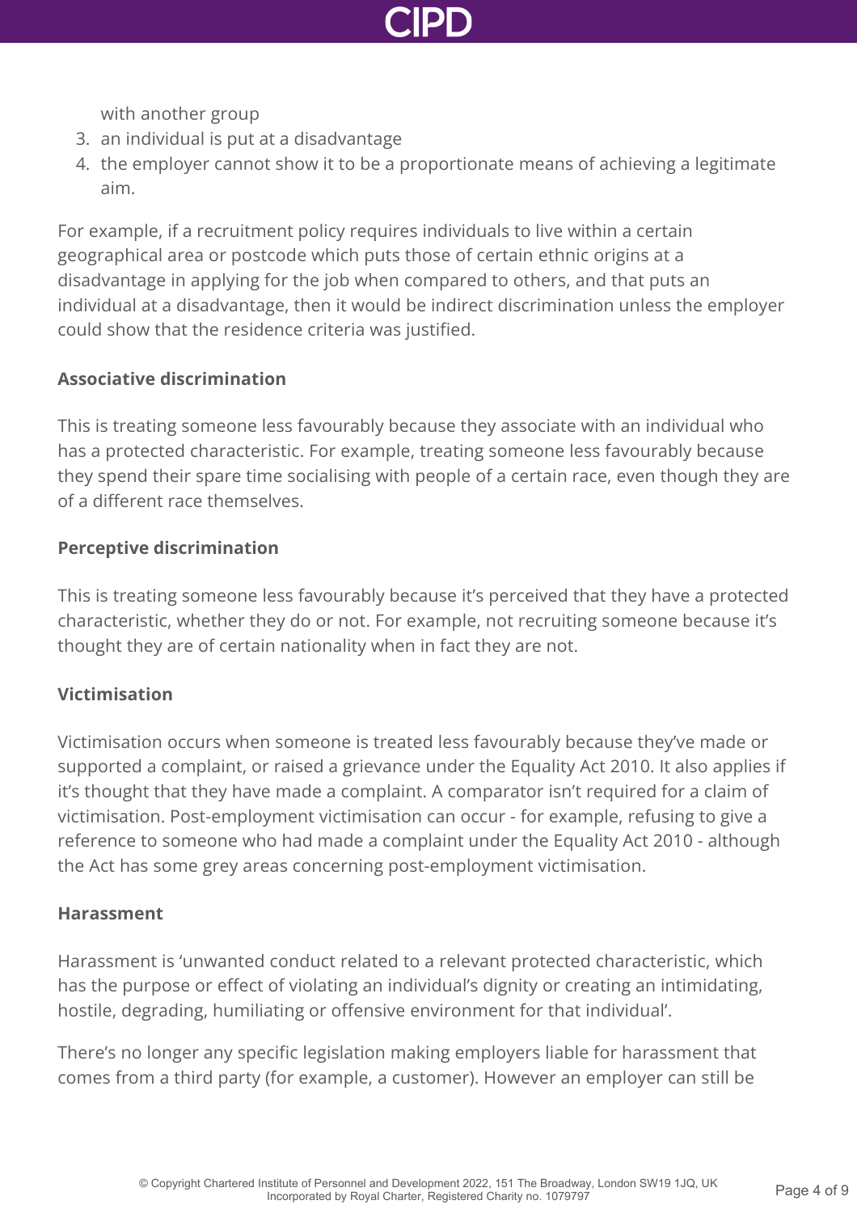with another group
3. an individual is put at a disadvantage
4. the employer cannot show it to be a proportionate means of achieving a legitimate aim.

For example, if a recruitment policy requires individuals to live within a certain geographical area or postcode which puts those of certain ethnic origins at a disadvantage in applying for the job when compared to others, and that puts an individual at a disadvantage, then it would be indirect discrimination unless the employer could show that the residence criteria was justified.

**Associative discrimination**

This is treating someone less favourably because they associate with an individual who has a protected characteristic. For example, treating someone less favourably because they spend their spare time socialising with people of a certain race, even though they are of a different race themselves.

**Perceptive discrimination**

This is treating someone less favourably because it's perceived that they have a protected characteristic, whether they do or not. For example, not recruiting someone because it's thought they are of certain nationality when in fact they are not.

**Victimisation**

Victimisation occurs when someone is treated less favourably because they've made or supported a complaint, or raised a grievance under the Equality Act 2010. It also applies if it's thought that they have made a complaint. A comparator isn't required for a claim of victimisation. Post-employment victimisation can occur - for example, refusing to give a reference to someone who had made a complaint under the Equality Act 2010 - although the Act has some grey areas concerning post-employment victimisation.

**Harassment**

Harassment is 'unwanted conduct related to a relevant protected characteristic, which has the purpose or effect of violating an individual's dignity or creating an intimidating, hostile, degrading, humiliating or offensive environment for that individual'.

There's no longer any specific legislation making employers liable for harassment that comes from a third party (for example, a customer). However an employer can still be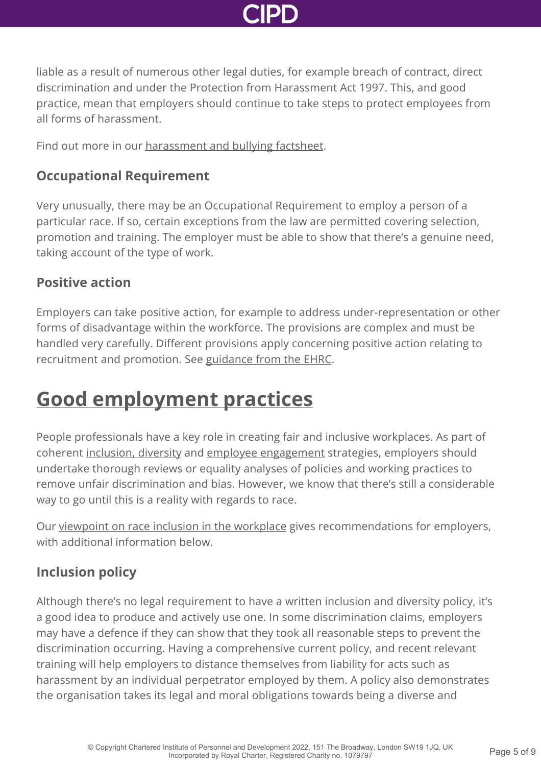liable as a result of numerous other legal duties, for example breach of contract, direct discrimination and under the Protection from Harassment Act 1997. This, and good practice, mean that employers should continue to take steps to protect employees from all forms of harassment.

Find out more in our harassment and bullying factsheet.

### Occupational Requirement

Very unusually, there may be an Occupational Requirement to employ a person of a particular race. If so, certain exceptions from the law are permitted covering selection, promotion and training. The employer must be able to show that there's a genuine need, taking account of the type of work.

### Positive action

Employers can take positive action, for example to address under-representation or other forms of disadvantage within the workforce. The provisions are complex and must be handled very carefully. Different provisions apply concerning positive action relating to recruitment and promotion. See guidance from the EHRC.

## Good employment practices

People professionals have a key role in creating fair and inclusive workplaces. As part of coherent inclusion, diversity and employee engagement strategies, employers should undertake thorough reviews or equality analyses of policies and working practices to remove unfair discrimination and bias. However, we know that there's still a considerable way to go until this is a reality with regards to race.

Our viewpoint on race inclusion in the workplace gives recommendations for employers, with additional information below.

### Inclusion policy

Although there's no legal requirement to have a written inclusion and diversity policy, it's a good idea to produce and actively use one. In some discrimination claims, employers may have a defence if they can show that they took all reasonable steps to prevent the discrimination occurring. Having a comprehensive current policy, and recent relevant training will help employers to distance themselves from liability for acts such as harassment by an individual perpetrator employed by them. A policy also demonstrates the organisation takes its legal and moral obligations towards being a diverse and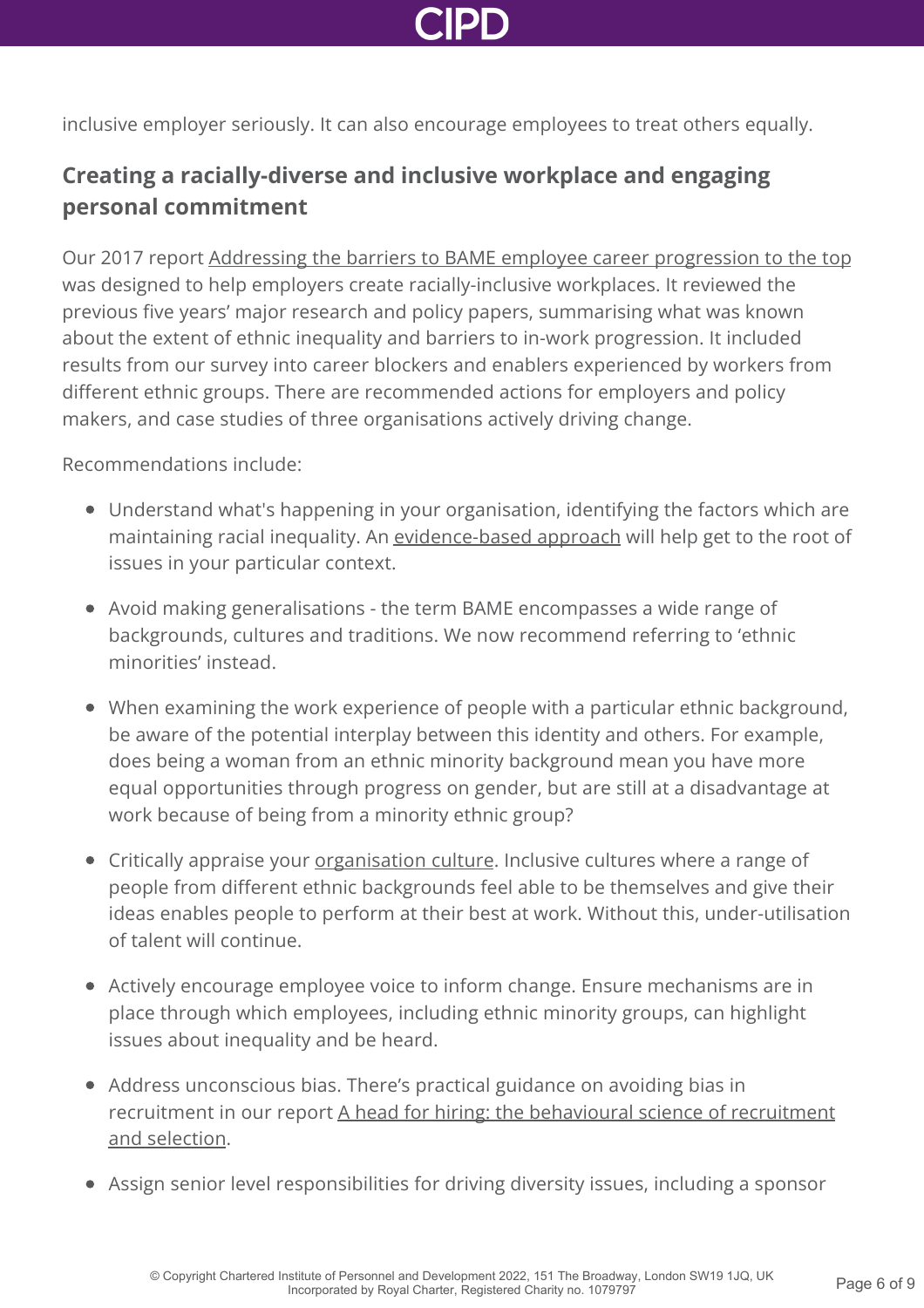inclusive employer seriously. It can also encourage employees to treat others equally.

## Creating a racially-diverse and inclusive workplace and engaging personal commitment

Our 2017 report Addressing the barriers to BAME employee career progression to the top was designed to help employers create racially-inclusive workplaces. It reviewed the previous five years' major research and policy papers, summarising what was known about the extent of ethnic inequality and barriers to in-work progression. It included results from our survey into career blockers and enablers experienced by workers from different ethnic groups. There are recommended actions for employers and policy makers, and case studies of three organisations actively driving change.

Recommendations include:

- Understand what's happening in your organisation, identifying the factors which are maintaining racial inequality. An evidence-based approach will help get to the root of issues in your particular context.
- Avoid making generalisations - the term BAME encompasses a wide range of backgrounds, cultures and traditions. We now recommend referring to 'ethnic minorities' instead.
- When examining the work experience of people with a particular ethnic background, be aware of the potential interplay between this identity and others. For example, does being a woman from an ethnic minority background mean you have more equal opportunities through progress on gender, but are still at a disadvantage at work because of being from a minority ethnic group?
- Critically appraise your organisation culture. Inclusive cultures where a range of people from different ethnic backgrounds feel able to be themselves and give their ideas enables people to perform at their best at work. Without this, under-utilisation of talent will continue.
- Actively encourage employee voice to inform change. Ensure mechanisms are in place through which employees, including ethnic minority groups, can highlight issues about inequality and be heard.
- Address unconscious bias. There's practical guidance on avoiding bias in recruitment in our report A head for hiring: the behavioural science of recruitment and selection.
- Assign senior level responsibilities for driving diversity issues, including a sponsor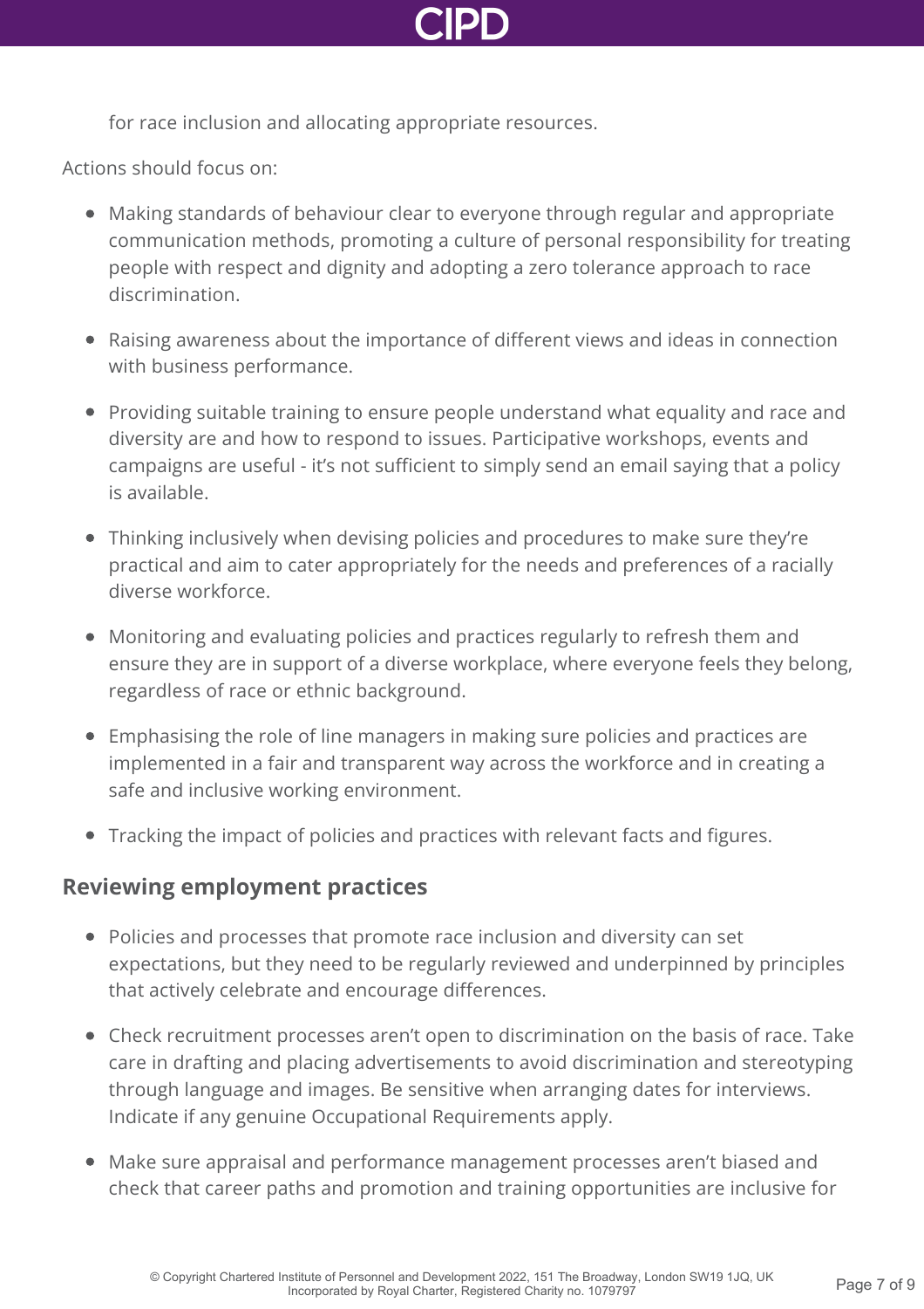for race inclusion and allocating appropriate resources.

Actions should focus on:

- Making standards of behaviour clear to everyone through regular and appropriate communication methods, promoting a culture of personal responsibility for treating people with respect and dignity and adopting a zero tolerance approach to race discrimination.
- Raising awareness about the importance of different views and ideas in connection with business performance.
- Providing suitable training to ensure people understand what equality and race and diversity are and how to respond to issues. Participative workshops, events and campaigns are useful - it's not sufficient to simply send an email saying that a policy is available.
- Thinking inclusively when devising policies and procedures to make sure they're practical and aim to cater appropriately for the needs and preferences of a racially diverse workforce.
- Monitoring and evaluating policies and practices regularly to refresh them and ensure they are in support of a diverse workplace, where everyone feels they belong, regardless of race or ethnic background.
- Emphasising the role of line managers in making sure policies and practices are implemented in a fair and transparent way across the workforce and in creating a safe and inclusive working environment.
- Tracking the impact of policies and practices with relevant facts and figures.

## Reviewing employment practices

- Policies and processes that promote race inclusion and diversity can set expectations, but they need to be regularly reviewed and underpinned by principles that actively celebrate and encourage differences.
- Check recruitment processes aren't open to discrimination on the basis of race. Take care in drafting and placing advertisements to avoid discrimination and stereotyping through language and images. Be sensitive when arranging dates for interviews. Indicate if any genuine Occupational Requirements apply.
- Make sure appraisal and performance management processes aren't biased and check that career paths and promotion and training opportunities are inclusive for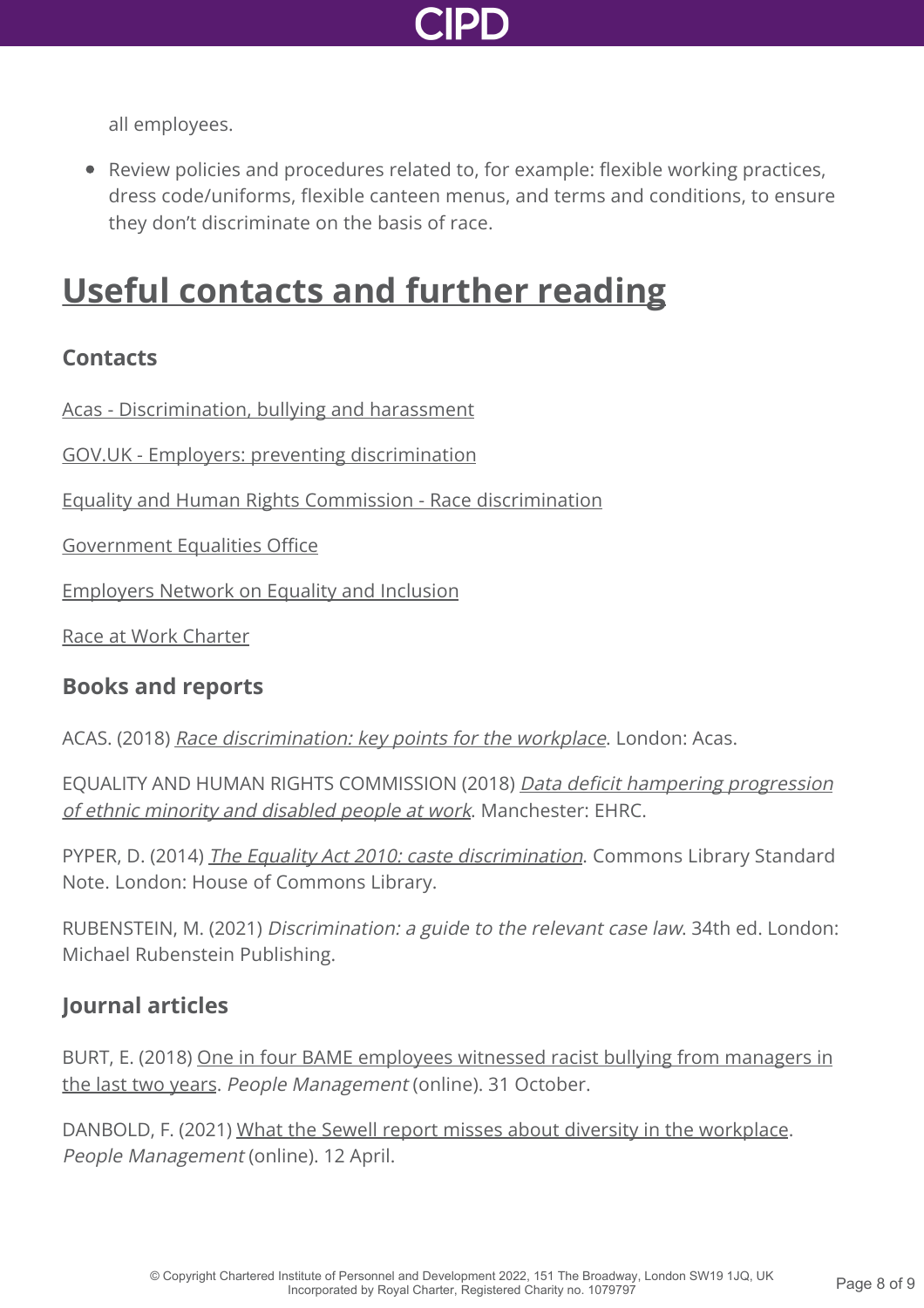all employees.

- Review policies and procedures related to, for example: flexible working practices, dress code/uniforms, flexible canteen menus, and terms and conditions, to ensure they don't discriminate on the basis of race.

# Useful contacts and further reading

## Contacts

Acas - Discrimination, bullying and harassment

GOV.UK - Employers: preventing discrimination

Equality and Human Rights Commission - Race discrimination

Government Equalities Office

Employers Network on Equality and Inclusion

Race at Work Charter

## Books and reports

ACAS. (2018) *Race discrimination: key points for the workplace*. London: Acas.

EQUALITY AND HUMAN RIGHTS COMMISSION (2018) *Data deficit hampering progression of ethnic minority and disabled people at work*. Manchester: EHRC.

PYPER, D. (2014) *The Equality Act 2010: caste discrimination*. Commons Library Standard Note. London: House of Commons Library.

RUBENSTEIN, M. (2021) *Discrimination: a guide to the relevant case law*. 34th ed. London: Michael Rubenstein Publishing.

## Journal articles

BURT, E. (2018) One in four BAME employees witnessed racist bullying from managers in the last two years. *People Management* (online). 31 October.

DANBOLD, F. (2021) What the Sewell report misses about diversity in the workplace. *People Management* (online). 12 April.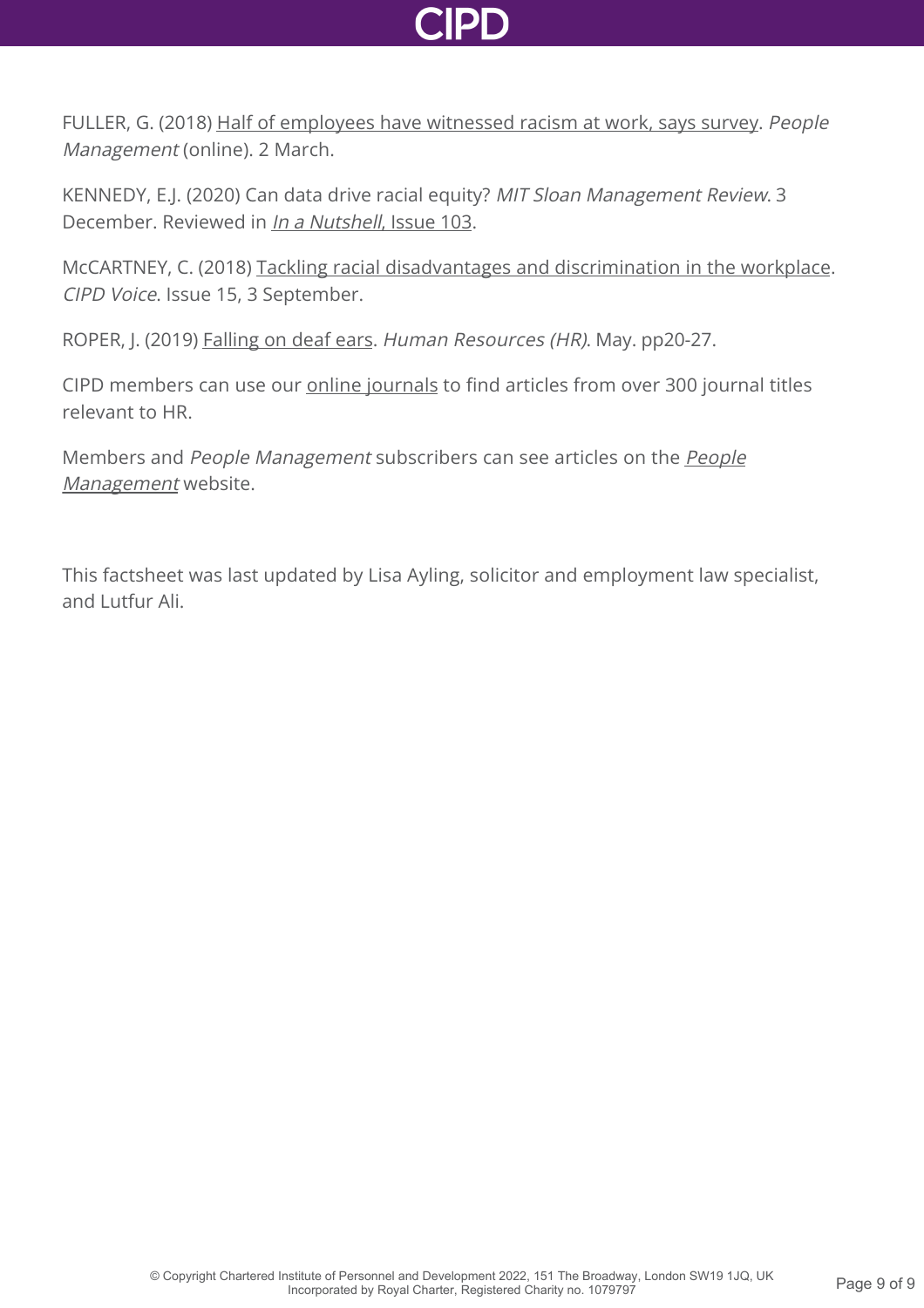FULLER, G. (2018) Half of employees have witnessed racism at work, says survey. *People Management* (online). 2 March.

KENNEDY, E.J. (2020) Can data drive racial equity? *MIT Sloan Management Review*. 3 December. Reviewed in *In a Nutshell*, Issue 103.

McCARTNEY, C. (2018) Tackling racial disadvantages and discrimination in the workplace. *CIPD Voice*. Issue 15, 3 September.

ROPER, J. (2019) Falling on deaf ears. *Human Resources (HR)*. May. pp20-27.

CIPD members can use our online journals to find articles from over 300 journal titles relevant to HR.

Members and *People Management* subscribers can see articles on the *People Management* website.

This factsheet was last updated by Lisa Ayling, solicitor and employment law specialist, and Lutfur Ali.